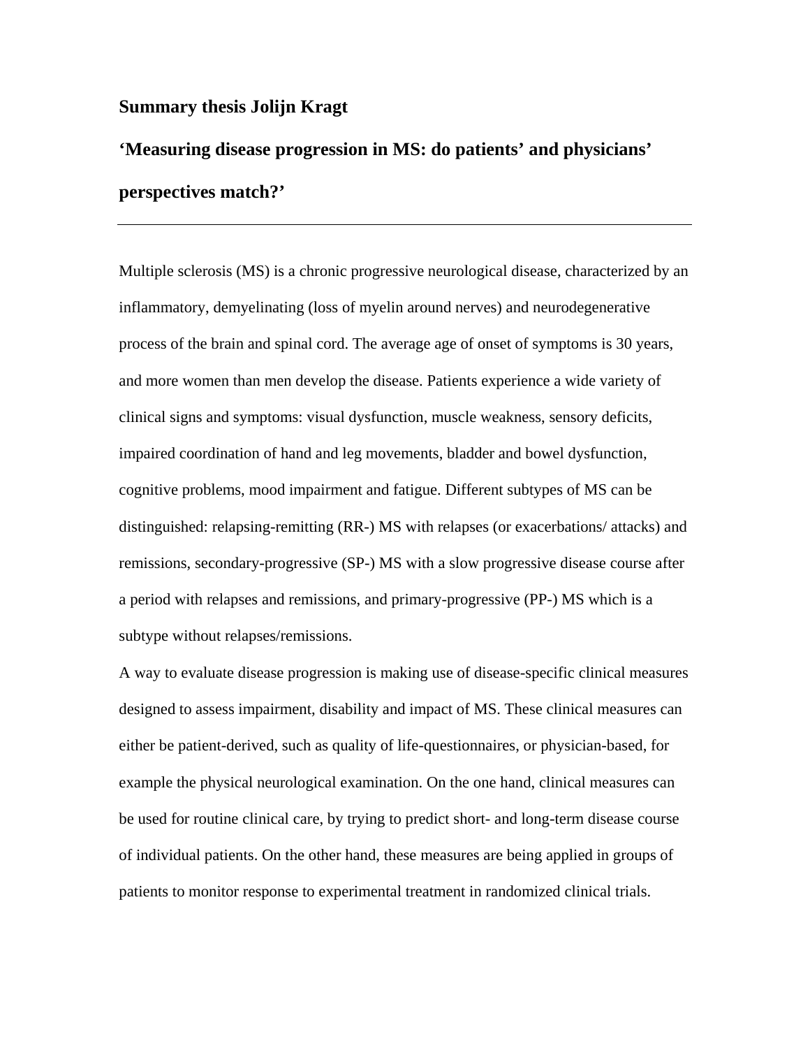**Summary thesis Jolijn Kragt**

## 'Measuring disease progression in MS: do patients' and physicians' perspectives match?'

---

Multiple sclerosis (MS) is a chronic progressive neurological disease, characterized by an inflammatory, demyelinating (loss of myelin around nerves) and neurodegenerative process of the brain and spinal cord. The average age of onset of symptoms is 30 years, and more women than men develop the disease. Patients experience a wide variety of clinical signs and symptoms: visual dysfunction, muscle weakness, sensory deficits, impaired coordination of hand and leg movements, bladder and bowel dysfunction, cognitive problems, mood impairment and fatigue. Different subtypes of MS can be distinguished: relapsing-remitting (RR-) MS with relapses (or exacerbations/ attacks) and remissions, secondary-progressive (SP-) MS with a slow progressive disease course after a period with relapses and remissions, and primary-progressive (PP-) MS which is a subtype without relapses/remissions.

A way to evaluate disease progression is making use of disease-specific clinical measures designed to assess impairment, disability and impact of MS. These clinical measures can either be patient-derived, such as quality of life-questionnaires, or physician-based, for example the physical neurological examination. On the one hand, clinical measures can be used for routine clinical care, by trying to predict short- and long-term disease course of individual patients. On the other hand, these measures are being applied in groups of patients to monitor response to experimental treatment in randomized clinical trials.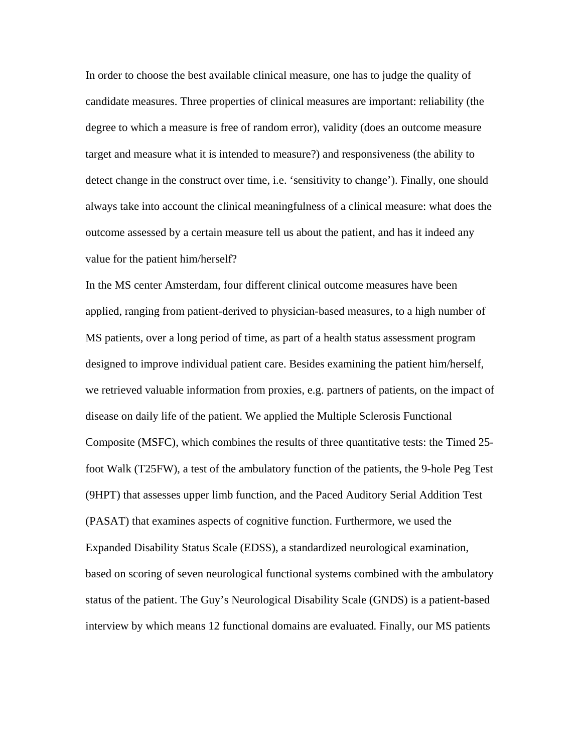In order to choose the best available clinical measure, one has to judge the quality of candidate measures. Three properties of clinical measures are important: reliability (the degree to which a measure is free of random error), validity (does an outcome measure target and measure what it is intended to measure?) and responsiveness (the ability to detect change in the construct over time, i.e. 'sensitivity to change'). Finally, one should always take into account the clinical meaningfulness of a clinical measure: what does the outcome assessed by a certain measure tell us about the patient, and has it indeed any value for the patient him/herself?

In the MS center Amsterdam, four different clinical outcome measures have been applied, ranging from patient-derived to physician-based measures, to a high number of MS patients, over a long period of time, as part of a health status assessment program designed to improve individual patient care. Besides examining the patient him/herself, we retrieved valuable information from proxies, e.g. partners of patients, on the impact of disease on daily life of the patient. We applied the Multiple Sclerosis Functional Composite (MSFC), which combines the results of three quantitative tests: the Timed 25-foot Walk (T25FW), a test of the ambulatory function of the patients, the 9-hole Peg Test (9HPT) that assesses upper limb function, and the Paced Auditory Serial Addition Test (PASAT) that examines aspects of cognitive function. Furthermore, we used the Expanded Disability Status Scale (EDSS), a standardized neurological examination, based on scoring of seven neurological functional systems combined with the ambulatory status of the patient. The Guy's Neurological Disability Scale (GNDS) is a patient-based interview by which means 12 functional domains are evaluated. Finally, our MS patients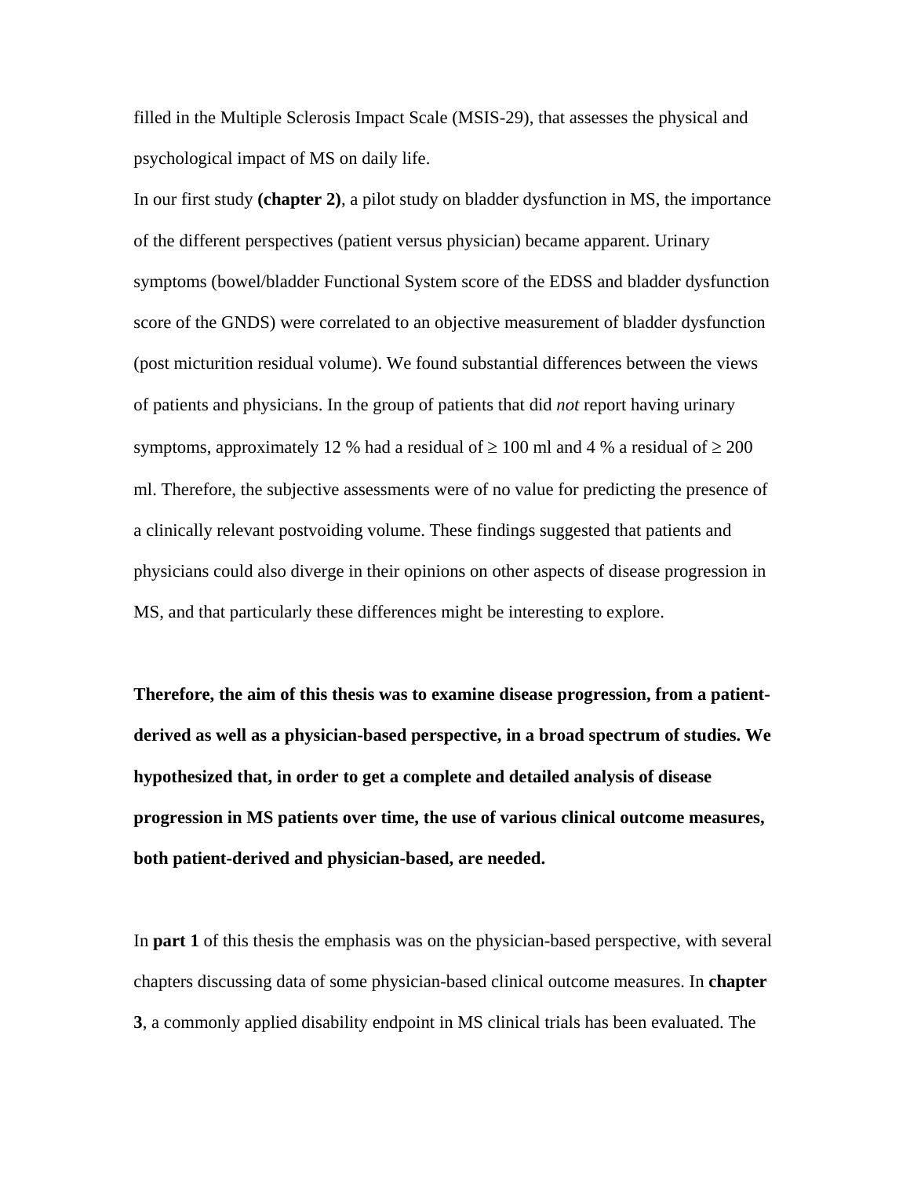filled in the Multiple Sclerosis Impact Scale (MSIS-29), that assesses the physical and psychological impact of MS on daily life.

In our first study **(chapter 2)**, a pilot study on bladder dysfunction in MS, the importance of the different perspectives (patient versus physician) became apparent. Urinary symptoms (bowel/bladder Functional System score of the EDSS and bladder dysfunction score of the GNDS) were correlated to an objective measurement of bladder dysfunction (post micturition residual volume). We found substantial differences between the views of patients and physicians. In the group of patients that did *not* report having urinary symptoms, approximately 12 % had a residual of ≥ 100 ml and 4 % a residual of ≥ 200 ml. Therefore, the subjective assessments were of no value for predicting the presence of a clinically relevant postvoiding volume. These findings suggested that patients and physicians could also diverge in their opinions on other aspects of disease progression in MS, and that particularly these differences might be interesting to explore.

**Therefore, the aim of this thesis was to examine disease progression, from a patient-derived as well as a physician-based perspective, in a broad spectrum of studies. We hypothesized that, in order to get a complete and detailed analysis of disease progression in MS patients over time, the use of various clinical outcome measures, both patient-derived and physician-based, are needed.**

In **part 1** of this thesis the emphasis was on the physician-based perspective, with several chapters discussing data of some physician-based clinical outcome measures. In **chapter 3**, a commonly applied disability endpoint in MS clinical trials has been evaluated. The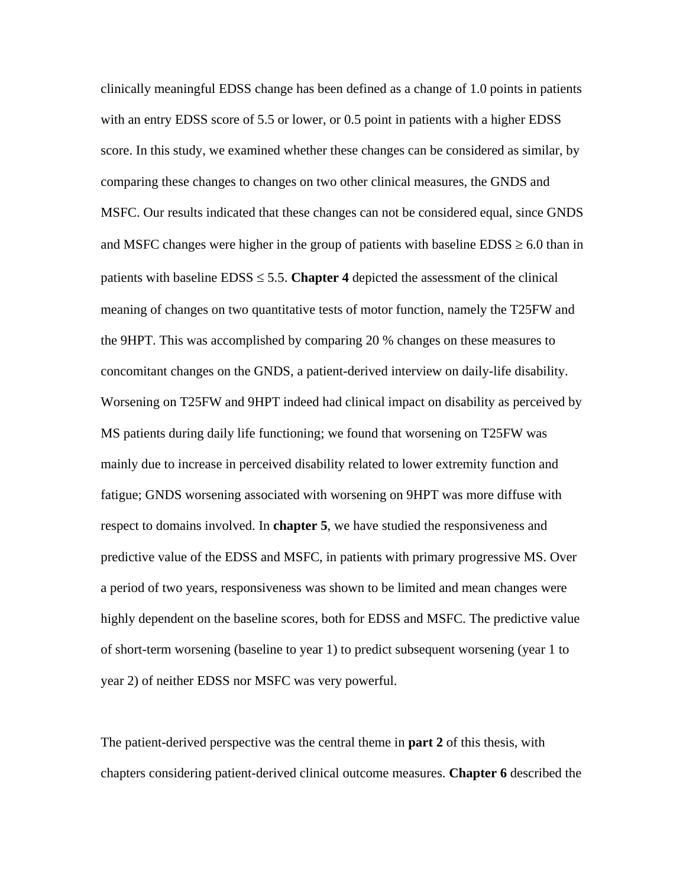clinically meaningful EDSS change has been defined as a change of 1.0 points in patients with an entry EDSS score of 5.5 or lower, or 0.5 point in patients with a higher EDSS score. In this study, we examined whether these changes can be considered as similar, by comparing these changes to changes on two other clinical measures, the GNDS and MSFC. Our results indicated that these changes can not be considered equal, since GNDS and MSFC changes were higher in the group of patients with baseline EDSS ≥ 6.0 than in patients with baseline EDSS ≤ 5.5. **Chapter 4** depicted the assessment of the clinical meaning of changes on two quantitative tests of motor function, namely the T25FW and the 9HPT. This was accomplished by comparing 20 % changes on these measures to concomitant changes on the GNDS, a patient-derived interview on daily-life disability. Worsening on T25FW and 9HPT indeed had clinical impact on disability as perceived by MS patients during daily life functioning; we found that worsening on T25FW was mainly due to increase in perceived disability related to lower extremity function and fatigue; GNDS worsening associated with worsening on 9HPT was more diffuse with respect to domains involved. In **chapter 5**, we have studied the responsiveness and predictive value of the EDSS and MSFC, in patients with primary progressive MS. Over a period of two years, responsiveness was shown to be limited and mean changes were highly dependent on the baseline scores, both for EDSS and MSFC. The predictive value of short-term worsening (baseline to year 1) to predict subsequent worsening (year 1 to year 2) of neither EDSS nor MSFC was very powerful.

The patient-derived perspective was the central theme in **part 2** of this thesis, with chapters considering patient-derived clinical outcome measures. **Chapter 6** described the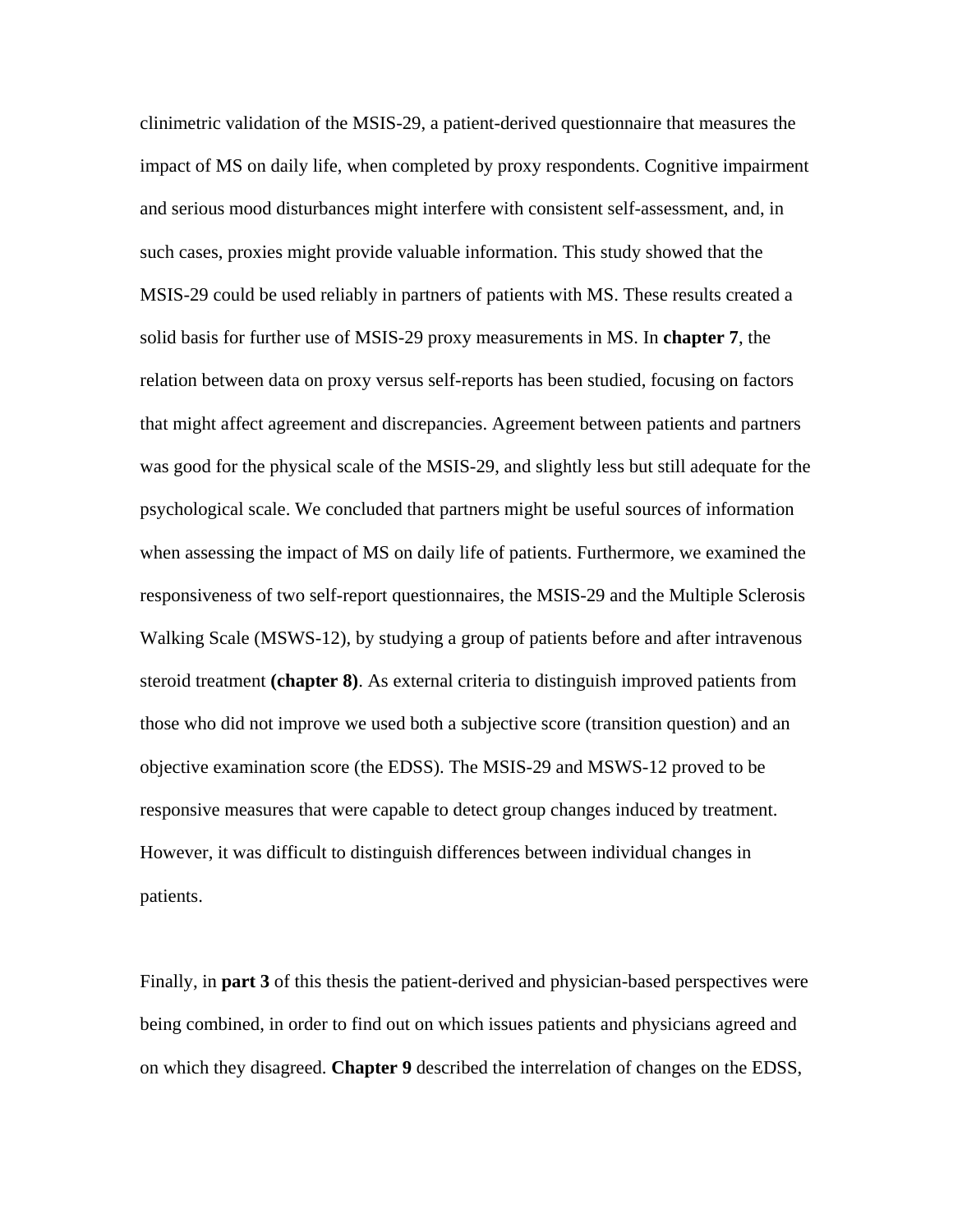clinimetric validation of the MSIS-29, a patient-derived questionnaire that measures the impact of MS on daily life, when completed by proxy respondents. Cognitive impairment and serious mood disturbances might interfere with consistent self-assessment, and, in such cases, proxies might provide valuable information. This study showed that the MSIS-29 could be used reliably in partners of patients with MS. These results created a solid basis for further use of MSIS-29 proxy measurements in MS. In **chapter 7**, the relation between data on proxy versus self-reports has been studied, focusing on factors that might affect agreement and discrepancies. Agreement between patients and partners was good for the physical scale of the MSIS-29, and slightly less but still adequate for the psychological scale. We concluded that partners might be useful sources of information when assessing the impact of MS on daily life of patients. Furthermore, we examined the responsiveness of two self-report questionnaires, the MSIS-29 and the Multiple Sclerosis Walking Scale (MSWS-12), by studying a group of patients before and after intravenous steroid treatment **(chapter 8)**. As external criteria to distinguish improved patients from those who did not improve we used both a subjective score (transition question) and an objective examination score (the EDSS). The MSIS-29 and MSWS-12 proved to be responsive measures that were capable to detect group changes induced by treatment. However, it was difficult to distinguish differences between individual changes in patients.

Finally, in **part 3** of this thesis the patient-derived and physician-based perspectives were being combined, in order to find out on which issues patients and physicians agreed and on which they disagreed. **Chapter 9** described the interrelation of changes on the EDSS,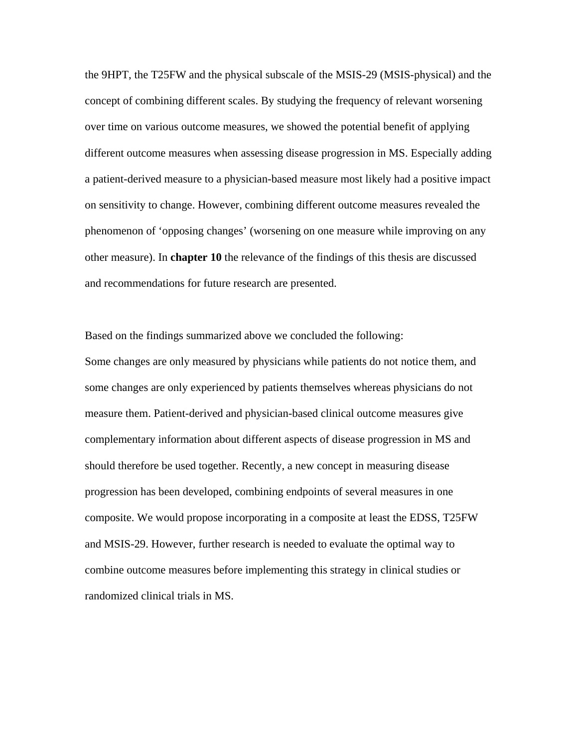the 9HPT, the T25FW and the physical subscale of the MSIS-29 (MSIS-physical) and the concept of combining different scales. By studying the frequency of relevant worsening over time on various outcome measures, we showed the potential benefit of applying different outcome measures when assessing disease progression in MS. Especially adding a patient-derived measure to a physician-based measure most likely had a positive impact on sensitivity to change. However, combining different outcome measures revealed the phenomenon of 'opposing changes' (worsening on one measure while improving on any other measure). In **chapter 10** the relevance of the findings of this thesis are discussed and recommendations for future research are presented.

Based on the findings summarized above we concluded the following:
Some changes are only measured by physicians while patients do not notice them, and some changes are only experienced by patients themselves whereas physicians do not measure them. Patient-derived and physician-based clinical outcome measures give complementary information about different aspects of disease progression in MS and should therefore be used together. Recently, a new concept in measuring disease progression has been developed, combining endpoints of several measures in one composite. We would propose incorporating in a composite at least the EDSS, T25FW and MSIS-29. However, further research is needed to evaluate the optimal way to combine outcome measures before implementing this strategy in clinical studies or randomized clinical trials in MS.